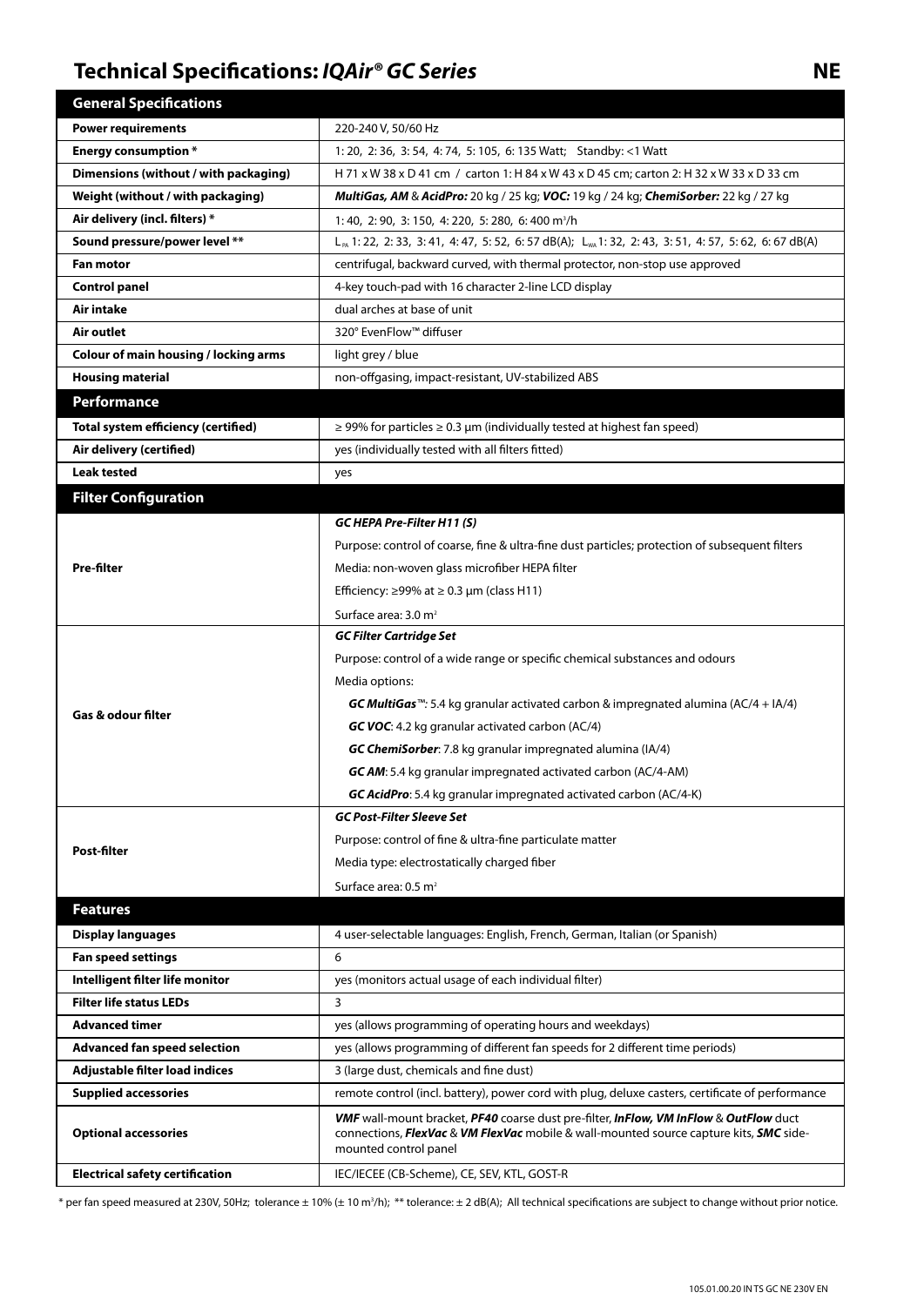# Technical Specifications: *IQAir® GC Series* NE

| General Specifications | |
|---|---|
| **Power requirements** | 220-240 V, 50/60 Hz |
| **Energy consumption \*** | 1: 20, 2: 36, 3: 54, 4: 74, 5: 105, 6: 135 Watt; Standby: <1 Watt |
| **Dimensions (without / with packaging)** | H 71 x W 38 x D 41 cm / carton 1: H 84 x W 43 x D 45 cm; carton 2: H 32 x W 33 x D 33 cm |
| **Weight (without / with packaging)** | ***MultiGas, AM*** & ***AcidPro:*** 20 kg / 25 kg; ***VOC:*** 19 kg / 24 kg; ***ChemiSorber:*** 22 kg / 27 kg |
| **Air delivery (incl. filters) \*** | 1: 40, 2: 90, 3: 150, 4: 220, 5: 280, 6: 400 $m^3/h$ |
| **Sound pressure/power level \*\*** | $L_{PA}$ 1: 22, 2: 33, 3: 41, 4: 47, 5: 52, 6: 57 dB(A); $L_{WA}$ 1: 32, 2: 43, 3: 51, 4: 57, 5: 62, 6: 67 dB(A) |
| **Fan motor** | centrifugal, backward curved, with thermal protector, non-stop use approved |
| **Control panel** | 4-key touch-pad with 16 character 2-line LCD display |
| **Air intake** | dual arches at base of unit |
| **Air outlet** | 320° EvenFlow™ diffuser |
| **Colour of main housing / locking arms** | light grey / blue |
| **Housing material** | non-offgasing, impact-resistant, UV-stabilized ABS |
| **Performance** | |
| **Total system efficiency (certified)** | ≥ 99% for particles ≥ 0.3 µm (individually tested at highest fan speed) |
| **Air delivery (certified)** | yes (individually tested with all filters fitted) |
| **Leak tested** | yes |
| **Filter Configuration** | |
| **Pre-filter** | ***GC HEPA Pre-Filter H11 (S)***<br>Purpose: control of coarse, fine & ultra-fine dust particles; protection of subsequent filters<br>Media: non-woven glass microfiber HEPA filter<br>Efficiency: ≥99% at ≥ 0.3 µm (class H11)<br>Surface area: 3.0 $m^2$ |
| **Gas & odour filter** | ***GC Filter Cartridge Set***<br>Purpose: control of a wide range or specific chemical substances and odours<br>Media options:<br>***GC MultiGas***™: 5.4 kg granular activated carbon & impregnated alumina (AC/4 + IA/4)<br>***GC VOC***: 4.2 kg granular activated carbon (AC/4)<br>***GC ChemiSorber***: 7.8 kg granular impregnated alumina (IA/4)<br>***GC AM***: 5.4 kg granular impregnated activated carbon (AC/4-AM)<br>***GC AcidPro***: 5.4 kg granular impregnated activated carbon (AC/4-K) |
| **Post-filter** | ***GC Post-Filter Sleeve Set***<br>Purpose: control of fine & ultra-fine particulate matter<br>Media type: electrostatically charged fiber<br>Surface area: 0.5 $m^2$ |
| **Features** | |
| **Display languages** | 4 user-selectable languages: English, French, German, Italian (or Spanish) |
| **Fan speed settings** | 6 |
| **Intelligent filter life monitor** | yes (monitors actual usage of each individual filter) |
| **Filter life status LEDs** | 3 |
| **Advanced timer** | yes (allows programming of operating hours and weekdays) |
| **Advanced fan speed selection** | yes (allows programming of different fan speeds for 2 different time periods) |
| **Adjustable filter load indices** | 3 (large dust, chemicals and fine dust) |
| **Supplied accessories** | remote control (incl. battery), power cord with plug, deluxe casters, certificate of performance |
| **Optional accessories** | ***VMF*** wall-mount bracket, ***PF40*** coarse dust pre-filter, ***InFlow, VM InFlow*** & ***OutFlow*** duct connections, ***FlexVac*** & ***VM FlexVac*** mobile & wall-mounted source capture kits, ***SMC*** side-mounted control panel |
| **Electrical safety certification** | IEC/IECEE (CB-Scheme), CE, SEV, KTL, GOST-R |

\* per fan speed measured at 230V, 50Hz; tolerance ± 10% (± 10 $m^3/h$); \*\* tolerance: ± 2 dB(A); All technical specifications are subject to change without prior notice.

105.01.00.20 IN TS GC NE 230V EN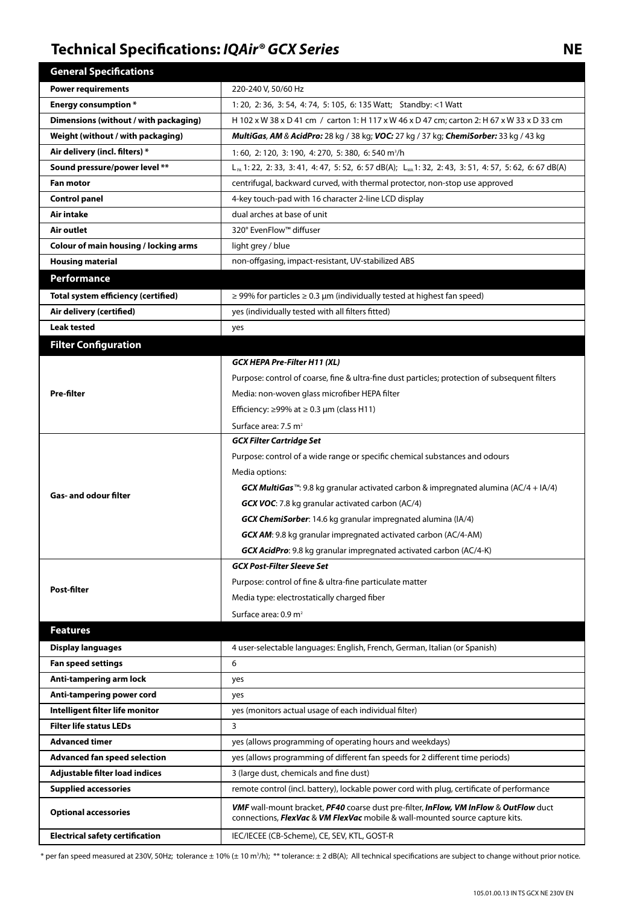# Technical Specifications: *IQAir® GCX Series* NE

| General Specifications | |
|---|---|
| **Power requirements** | 220-240 V, 50/60 Hz |
| **Energy consumption \*** | 1: 20, 2: 36, 3: 54, 4: 74, 5: 105, 6: 135 Watt; Standby: <1 Watt |
| **Dimensions (without / with packaging)** | H 102 x W 38 x D 41 cm / carton 1: H 117 x W 46 x D 47 cm; carton 2: H 67 x W 33 x D 33 cm |
| **Weight (without / with packaging)** | ***MultiGas**, **AM** & **AcidPro:*** 28 kg / 38 kg; ***VOC:*** 27 kg / 37 kg; ***ChemiSorber:*** 33 kg / 43 kg |
| **Air delivery (incl. filters) \*** | 1: 60, 2: 120, 3: 190, 4: 270, 5: 380, 6: 540 m³/h |
| **Sound pressure/power level \*\*** | $L_{PA}$ 1: 22, 2: 33, 3: 41, 4: 47, 5: 52, 6: 57 dB(A); $L_{WA}$ 1: 32, 2: 43, 3: 51, 4: 57, 5: 62, 6: 67 dB(A) |
| **Fan motor** | centrifugal, backward curved, with thermal protector, non-stop use approved |
| **Control panel** | 4-key touch-pad with 16 character 2-line LCD display |
| **Air intake** | dual arches at base of unit |
| **Air outlet** | 320° EvenFlow™ diffuser |
| **Colour of main housing / locking arms** | light grey / blue |
| **Housing material** | non-offgasing, impact-resistant, UV-stabilized ABS |
| **Performance** | |
| **Total system efficiency (certified)** | ≥ 99% for particles ≥ 0.3 µm (individually tested at highest fan speed) |
| **Air delivery (certified)** | yes (individually tested with all filters fitted) |
| **Leak tested** | yes |
| **Filter Configuration** | |
| **Pre-filter** | ***GCX HEPA Pre-Filter H11 (XL)***<br>Purpose: control of coarse, fine & ultra-fine dust particles; protection of subsequent filters<br>Media: non-woven glass microfiber HEPA filter<br>Efficiency: ≥99% at ≥ 0.3 µm (class H11)<br>Surface area: 7.5 m² |
| **Gas- and odour filter** | ***GCX Filter Cartridge Set***<br>Purpose: control of a wide range or specific chemical substances and odours<br>Media options:<br>***GCX MultiGas™***: 9.8 kg granular activated carbon & impregnated alumina (AC/4 + IA/4)<br>***GCX VOC***: 7.8 kg granular activated carbon (AC/4)<br>***GCX ChemiSorber***: 14.6 kg granular impregnated alumina (IA/4)<br>***GCX AM***: 9.8 kg granular impregnated activated carbon (AC/4-AM)<br>***GCX AcidPro***: 9.8 kg granular impregnated activated carbon (AC/4-K) |
| **Post-filter** | ***GCX Post-Filter Sleeve Set***<br>Purpose: control of fine & ultra-fine particulate matter<br>Media type: electrostatically charged fiber<br>Surface area: 0.9 m² |
| **Features** | |
| **Display languages** | 4 user-selectable languages: English, French, German, Italian (or Spanish) |
| **Fan speed settings** | 6 |
| **Anti-tampering arm lock** | yes |
| **Anti-tampering power cord** | yes |
| **Intelligent filter life monitor** | yes (monitors actual usage of each individual filter) |
| **Filter life status LEDs** | 3 |
| **Advanced timer** | yes (allows programming of operating hours and weekdays) |
| **Advanced fan speed selection** | yes (allows programming of different fan speeds for 2 different time periods) |
| **Adjustable filter load indices** | 3 (large dust, chemicals and fine dust) |
| **Supplied accessories** | remote control (incl. battery), lockable power cord with plug, certificate of performance |
| **Optional accessories** | ***VMF*** wall-mount bracket, ***PF40*** coarse dust pre-filter, ***InFlow**, **VM InFlow*** & ***OutFlow*** duct connections, ***FlexVac*** & ***VM FlexVac*** mobile & wall-mounted source capture kits. |
| **Electrical safety certification** | IEC/IECEE (CB-Scheme), CE, SEV, KTL, GOST-R |

\* per fan speed measured at 230V, 50Hz; tolerance ± 10% (± 10 m³/h); \*\* tolerance: ± 2 dB(A); All technical specifications are subject to change without prior notice.

105.01.00.13 IN TS GCX NE 230V EN